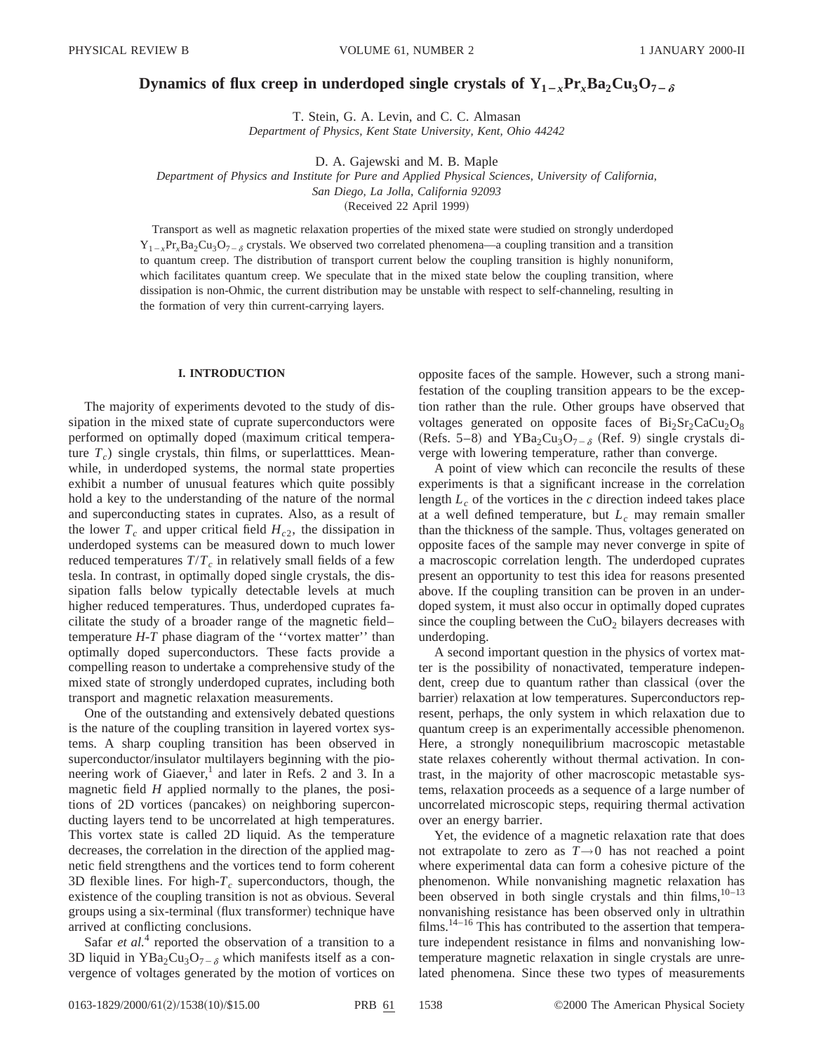# Dynamics of flux creep in underdoped single crystals of $Y_{1-x}Pr_xBa_2Cu_3O_{7-\delta}$

T. Stein, G. A. Levin, and C. C. Almasan
*Department of Physics, Kent State University, Kent, Ohio 44242*

D. A. Gajewski and M. B. Maple
*Department of Physics and Institute for Pure and Applied Physical Sciences, University of California, San Diego, La Jolla, California 92093*

(Received 22 April 1999)

Transport as well as magnetic relaxation properties of the mixed state were studied on strongly underdoped $Y_{1-x}Pr_xBa_2Cu_3O_{7-\delta}$ crystals. We observed two correlated phenomena—a coupling transition and a transition to quantum creep. The distribution of transport current below the coupling transition is highly nonuniform, which facilitates quantum creep. We speculate that in the mixed state below the coupling transition, where dissipation is non-Ohmic, the current distribution may be unstable with respect to self-channeling, resulting in the formation of very thin current-carrying layers.

## I. INTRODUCTION

The majority of experiments devoted to the study of dissipation in the mixed state of cuprate superconductors were performed on optimally doped (maximum critical temperature $T_c$) single crystals, thin films, or superlatttices. Meanwhile, in underdoped systems, the normal state properties exhibit a number of unusual features which quite possibly hold a key to the understanding of the nature of the normal and superconducting states in cuprates. Also, as a result of the lower $T_c$ and upper critical field $H_{c2}$, the dissipation in underdoped systems can be measured down to much lower reduced temperatures $T/T_c$ in relatively small fields of a few tesla. In contrast, in optimally doped single crystals, the dissipation falls below typically detectable levels at much higher reduced temperatures. Thus, underdoped cuprates facilitate the study of a broader range of the magnetic field–temperature $H$-$T$ phase diagram of the ''vortex matter'' than optimally doped superconductors. These facts provide a compelling reason to undertake a comprehensive study of the mixed state of strongly underdoped cuprates, including both transport and magnetic relaxation measurements.

One of the outstanding and extensively debated questions is the nature of the coupling transition in layered vortex systems. A sharp coupling transition has been observed in superconductor/insulator multilayers beginning with the pioneering work of Giaever,[1] and later in Refs. 2 and 3. In a magnetic field $H$ applied normally to the planes, the positions of 2D vortices (pancakes) on neighboring superconducting layers tend to be uncorrelated at high temperatures. This vortex state is called 2D liquid. As the temperature decreases, the correlation in the direction of the applied magnetic field strengthens and the vortices tend to form coherent 3D flexible lines. For high-$T_c$ superconductors, though, the existence of the coupling transition is not as obvious. Several groups using a six-terminal (flux transformer) technique have arrived at conflicting conclusions.

Safar *et al.*[4] reported the observation of a transition to a 3D liquid in $YBa_2Cu_3O_{7-\delta}$ which manifests itself as a convergence of voltages generated by the motion of vortices on opposite faces of the sample. However, such a strong manifestation of the coupling transition appears to be the exception rather than the rule. Other groups have observed that voltages generated on opposite faces of $Bi_2Sr_2CaCu_2O_8$ (Refs. 5–8) and $YBa_2Cu_3O_{7-\delta}$ (Ref. 9) single crystals diverge with lowering temperature, rather than converge.

A point of view which can reconcile the results of these experiments is that a significant increase in the correlation length $L_c$ of the vortices in the *c* direction indeed takes place at a well defined temperature, but $L_c$ may remain smaller than the thickness of the sample. Thus, voltages generated on opposite faces of the sample may never converge in spite of a macroscopic correlation length. The underdoped cuprates present an opportunity to test this idea for reasons presented above. If the coupling transition can be proven in an underdoped system, it must also occur in optimally doped cuprates since the coupling between the $CuO_2$ bilayers decreases with underdoping.

A second important question in the physics of vortex matter is the possibility of nonactivated, temperature independent, creep due to quantum rather than classical (over the barrier) relaxation at low temperatures. Superconductors represent, perhaps, the only system in which relaxation due to quantum creep is an experimentally accessible phenomenon. Here, a strongly nonequilibrium macroscopic metastable state relaxes coherently without thermal activation. In contrast, in the majority of other macroscopic metastable systems, relaxation proceeds as a sequence of a large number of uncorrelated microscopic steps, requiring thermal activation over an energy barrier.

Yet, the evidence of a magnetic relaxation rate that does not extrapolate to zero as $T \rightarrow 0$ has not reached a point where experimental data can form a cohesive picture of the phenomenon. While nonvanishing magnetic relaxation has been observed in both single crystals and thin films,[10–13] nonvanishing resistance has been observed only in ultrathin films.[14–16] This has contributed to the assertion that temperature independent resistance in films and nonvanishing low-temperature magnetic relaxation in single crystals are unrelated phenomena. Since these two types of measurements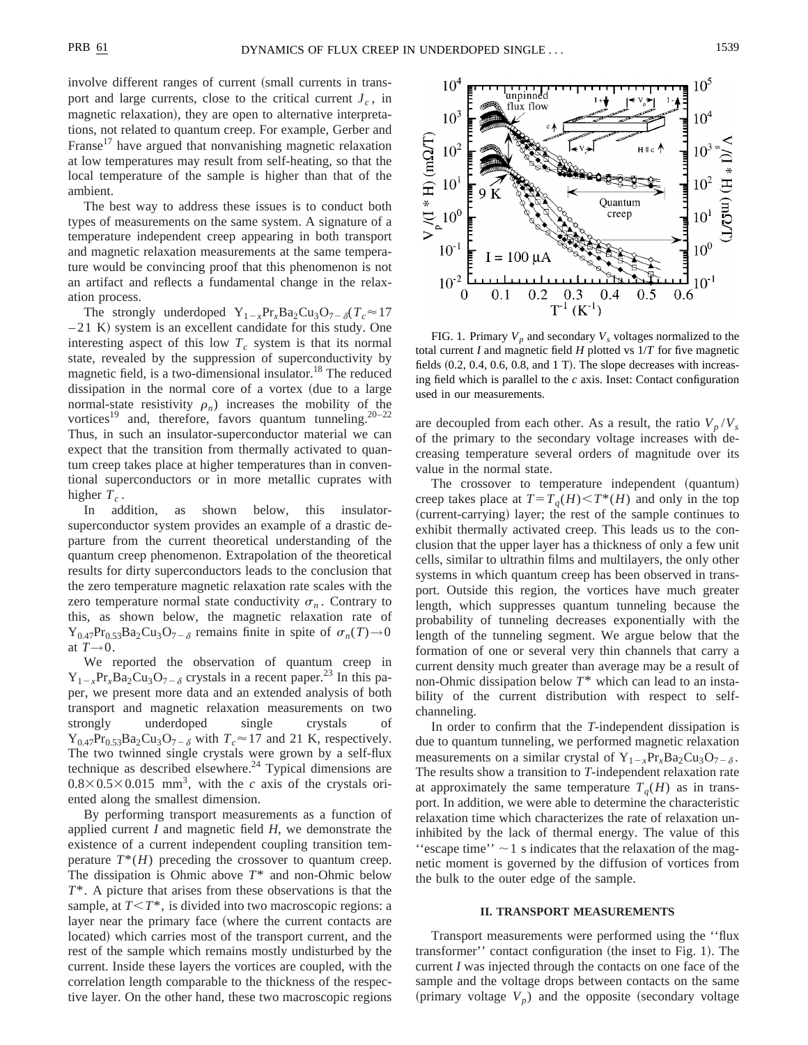involve different ranges of current (small currents in transport and large currents, close to the critical current $J_c$, in magnetic relaxation), they are open to alternative interpretations, not related to quantum creep. For example, Gerber and Franse[17] have argued that nonvanishing magnetic relaxation at low temperatures may result from self-heating, so that the local temperature of the sample is higher than that of the ambient.

The best way to address these issues is to conduct both types of measurements on the same system. A signature of a temperature independent creep appearing in both transport and magnetic relaxation measurements at the same temperature would be convincing proof that this phenomenon is not an artifact and reflects a fundamental change in the relaxation process.

The strongly underdoped $Y_{1-x}Pr_xBa_2Cu_3O_{7-\delta}$($T_c \approx 17-21$ K) system is an excellent candidate for this study. One interesting aspect of this low $T_c$ system is that its normal state, revealed by the suppression of superconductivity by magnetic field, is a two-dimensional insulator.[18] The reduced dissipation in the normal core of a vortex (due to a large normal-state resistivity $\rho_n$) increases the mobility of the vortices[19] and, therefore, favors quantum tunneling.[20–22] Thus, in such an insulator-superconductor material we can expect that the transition from thermally activated to quantum creep takes place at higher temperatures than in conventional superconductors or in more metallic cuprates with higher $T_c$.

In addition, as shown below, this insulator-superconductor system provides an example of a drastic departure from the current theoretical understanding of the quantum creep phenomenon. Extrapolation of the theoretical results for dirty superconductors leads to the conclusion that the zero temperature magnetic relaxation rate scales with the zero temperature normal state conductivity $\sigma_n$. Contrary to this, as shown below, the magnetic relaxation rate of $Y_{0.47}Pr_{0.53}Ba_2Cu_3O_{7-\delta}$ remains finite in spite of $\sigma_n(T)\rightarrow 0$ at $T\rightarrow 0$.

We reported the observation of quantum creep in $Y_{1-x}Pr_xBa_2Cu_3O_{7-\delta}$ crystals in a recent paper.[23] In this paper, we present more data and an extended analysis of both transport and magnetic relaxation measurements on two strongly underdoped single crystals of $Y_{0.47}Pr_{0.53}Ba_2Cu_3O_{7-\delta}$ with $T_c \approx 17$ and 21 K, respectively. The two twinned single crystals were grown by a self-flux technique as described elsewhere.[24] Typical dimensions are $0.8\times0.5\times0.015$ mm$^3$, with the $c$ axis of the crystals oriented along the smallest dimension.

By performing transport measurements as a function of applied current $I$ and magnetic field $H$, we demonstrate the existence of a current independent coupling transition temperature $T^*(H)$ preceding the crossover to quantum creep. The dissipation is Ohmic above $T^*$ and non-Ohmic below $T^*$. A picture that arises from these observations is that the sample, at $T<T^*$, is divided into two macroscopic regions: a layer near the primary face (where the current contacts are located) which carries most of the transport current, and the rest of the sample which remains mostly undisturbed by the current. Inside these layers the vortices are coupled, with the correlation length comparable to the thickness of the respective layer. On the other hand, these two macroscopic regions are decoupled from each other. As a result, the ratio $V_p/V_s$ of the primary to the secondary voltage increases with decreasing temperature several orders of magnitude over its value in the normal state.

FIG. 1. Primary $V_p$ and secondary $V_s$ voltages normalized to the total current $I$ and magnetic field $H$ plotted vs $1/T$ for five magnetic fields (0.2, 0.4, 0.6, 0.8, and 1 T). The slope decreases with increasing field which is parallel to the $c$ axis. Inset: Contact configuration used in our measurements.

The crossover to temperature independent (quantum) creep takes place at $T=T_q(H)<T^*(H)$ and only in the top (current-carrying) layer; the rest of the sample continues to exhibit thermally activated creep. This leads us to the conclusion that the upper layer has a thickness of only a few unit cells, similar to ultrathin films and multilayers, the only other systems in which quantum creep has been observed in transport. Outside this region, the vortices have much greater length, which suppresses quantum tunneling because the probability of tunneling decreases exponentially with the length of the tunneling segment. We argue below that the formation of one or several very thin channels that carry a current density much greater than average may be a result of non-Ohmic dissipation below $T^*$ which can lead to an instability of the current distribution with respect to self-channeling.

In order to confirm that the $T$-independent dissipation is due to quantum tunneling, we performed magnetic relaxation measurements on a similar crystal of $Y_{1-x}Pr_xBa_2Cu_3O_{7-\delta}$. The results show a transition to $T$-independent relaxation rate at approximately the same temperature $T_q(H)$ as in transport. In addition, we were able to determine the characteristic relaxation time which characterizes the rate of relaxation uninhibited by the lack of thermal energy. The value of this ''escape time'' $\sim$1 s indicates that the relaxation of the magnetic moment is governed by the diffusion of vortices from the bulk to the outer edge of the sample.

## II. TRANSPORT MEASUREMENTS

Transport measurements were performed using the ''flux transformer'' contact configuration (the inset to Fig. 1). The current $I$ was injected through the contacts on one face of the sample and the voltage drops between contacts on the same (primary voltage $V_p$) and the opposite (secondary voltage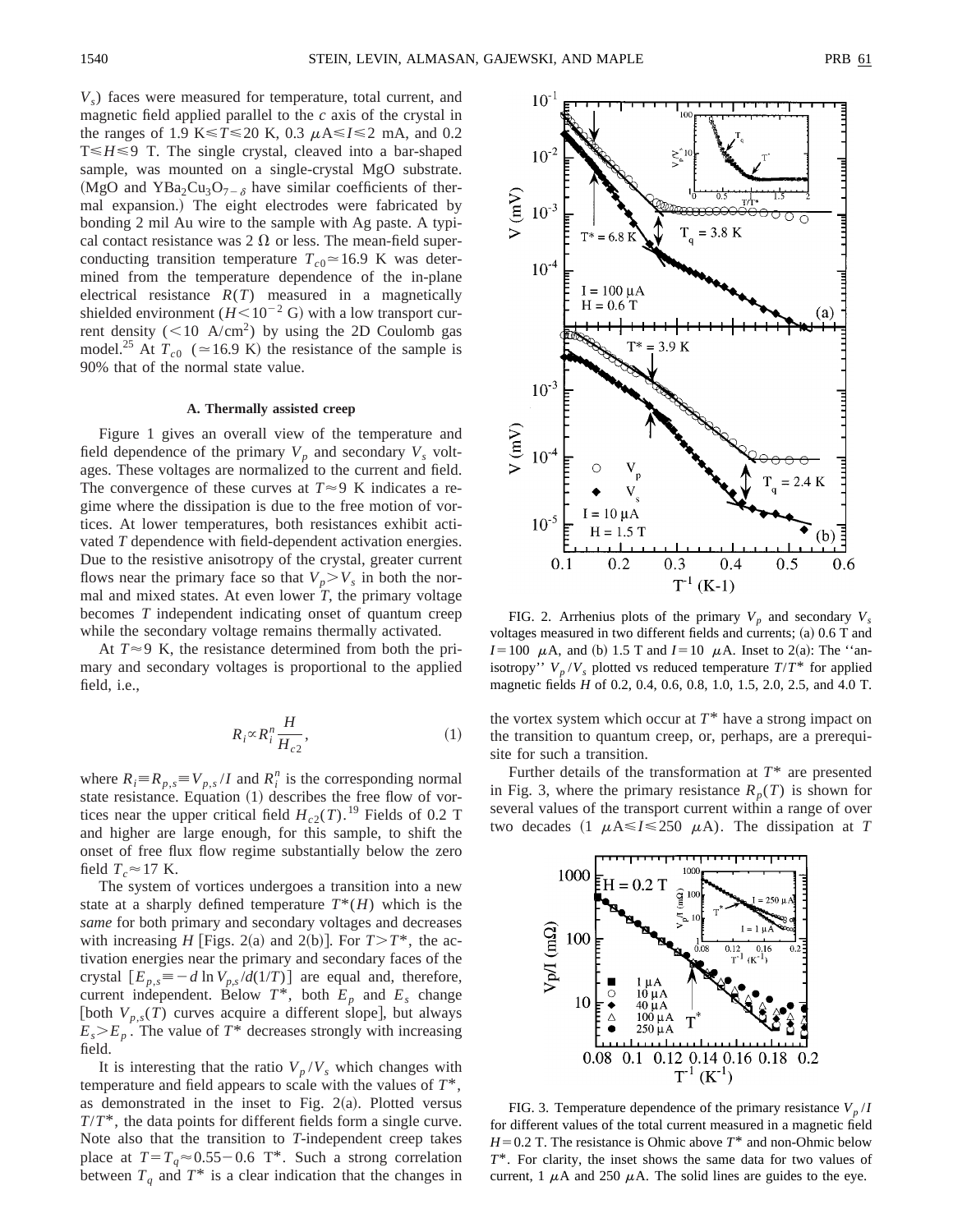$V_s$) faces were measured for temperature, total current, and magnetic field applied parallel to the $c$ axis of the crystal in the ranges of 1.9 K$\leqslant T \leqslant$20 K, 0.3 $\mu$A$\leqslant I \leqslant$2 mA, and 0.2 T$\leqslant H \leqslant$9 T. The single crystal, cleaved into a bar-shaped sample, was mounted on a single-crystal MgO substrate. (MgO and $YBa_2Cu_3O_{7-\delta}$ have similar coefficients of thermal expansion.) The eight electrodes were fabricated by bonding 2 mil Au wire to the sample with Ag paste. A typical contact resistance was 2 $\Omega$ or less. The mean-field superconducting transition temperature $T_{c0} \simeq 16.9$ K was determined from the temperature dependence of the in-plane electrical resistance $R(T)$ measured in a magnetically shielded environment ($H < 10^{-2}$ G) with a low transport current density ($< 10$ A/cm$^2$) by using the 2D Coulomb gas model.[25] At $T_{c0}$ ($\simeq 16.9$ K) the resistance of the sample is 90% that of the normal state value.

### A. Thermally assisted creep

Figure 1 gives an overall view of the temperature and field dependence of the primary $V_p$ and secondary $V_s$ voltages. These voltages are normalized to the current and field. The convergence of these curves at $T \approx 9$ K indicates a regime where the dissipation is due to the free motion of vortices. At lower temperatures, both resistances exhibit activated $T$ dependence with field-dependent activation energies. Due to the resistive anisotropy of the crystal, greater current flows near the primary face so that $V_p > V_s$ in both the normal and mixed states. At even lower $T$, the primary voltage becomes $T$ independent indicating onset of quantum creep while the secondary voltage remains thermally activated.

At $T \approx 9$ K, the resistance determined from both the primary and secondary voltages is proportional to the applied field, i.e.,

$$R_i \propto R_i^n \frac{H}{H_{c2}}, \tag{1}$$

where $R_i \equiv R_{p,s} \equiv V_{p,s}/I$ and $R_i^n$ is the corresponding normal state resistance. Equation (1) describes the free flow of vortices near the upper critical field $H_{c2}(T)$.[19] Fields of 0.2 T and higher are large enough, for this sample, to shift the onset of free flux flow regime substantially below the zero field $T_c \approx 17$ K.

The system of vortices undergoes a transition into a new state at a sharply defined temperature $T^*(H)$ which is the *same* for both primary and secondary voltages and decreases with increasing $H$ [Figs. 2(a) and 2(b)]. For $T > T^*$, the activation energies near the primary and secondary faces of the crystal $[E_{p,s} \equiv -d \ln V_{p,s}/d(1/T)]$ are equal and, therefore, current independent. Below $T^*$, both $E_p$ and $E_s$ change [both $V_{p,s}(T)$ curves acquire a different slope], but always $E_s > E_p$. The value of $T^*$ decreases strongly with increasing field.

It is interesting that the ratio $V_p/V_s$ which changes with temperature and field appears to scale with the values of $T^*$, as demonstrated in the inset to Fig. 2(a). Plotted versus $T/T^*$, the data points for different fields form a single curve. Note also that the transition to $T$-independent creep takes place at $T = T_q \approx 0.55 - 0.6$ $T^*$. Such a strong correlation between $T_q$ and $T^*$ is a clear indication that the changes in the vortex system which occur at $T^*$ have a strong impact on the transition to quantum creep, or, perhaps, are a prerequisite for such a transition.

FIG. 2. Arrhenius plots of the primary $V_p$ and secondary $V_s$ voltages measured in two different fields and currents; (a) 0.6 T and $I = 100$ $\mu$A, and (b) 1.5 T and $I = 10$ $\mu$A. Inset to 2(a): The "anisotropy" $V_p/V_s$ plotted vs reduced temperature $T/T^*$ for applied magnetic fields $H$ of 0.2, 0.4, 0.6, 0.8, 1.0, 1.5, 2.0, 2.5, and 4.0 T.

Further details of the transformation at $T^*$ are presented in Fig. 3, where the primary resistance $R_p(T)$ is shown for several values of the transport current within a range of over two decades (1 $\mu$A$\leqslant I \leqslant$250 $\mu$A). The dissipation at $T$

FIG. 3. Temperature dependence of the primary resistance $V_p/I$ for different values of the total current measured in a magnetic field $H = 0.2$ T. The resistance is Ohmic above $T^*$ and non-Ohmic below $T^*$. For clarity, the inset shows the same data for two values of current, 1 $\mu$A and 250 $\mu$A. The solid lines are guides to the eye.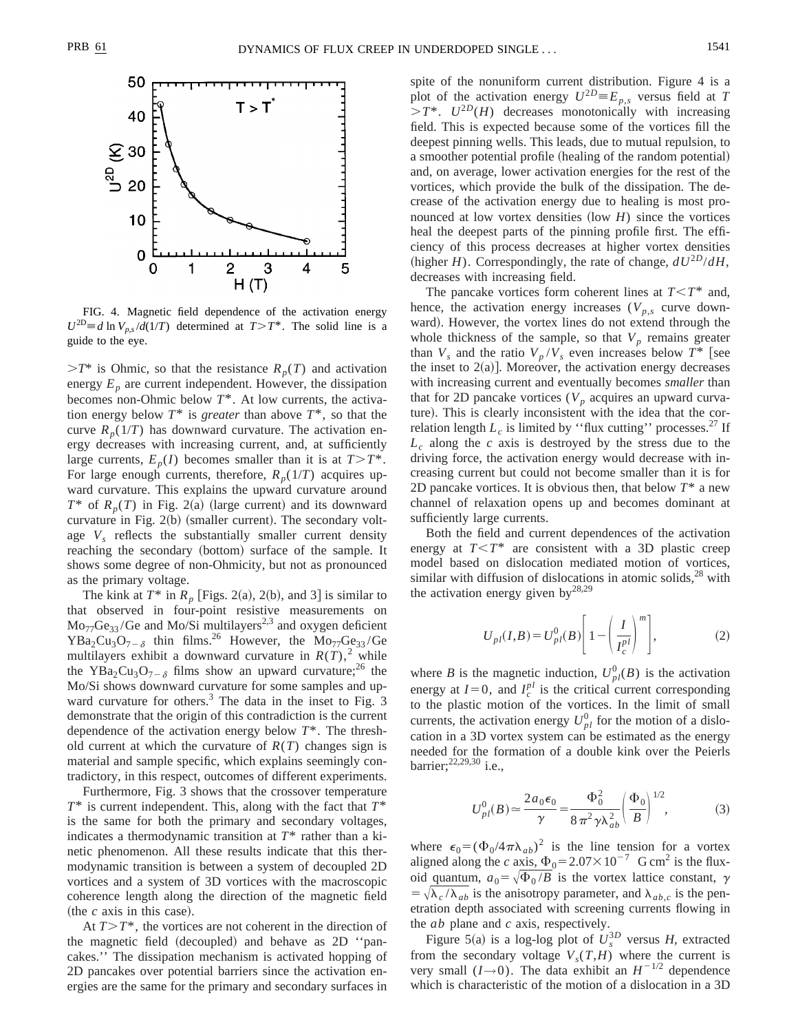FIG. 4. Magnetic field dependence of the activation energy $U^{2D} \equiv d \ln V_{p,s}/d(1/T)$ determined at $T > T^*$. The solid line is a guide to the eye.

$> T^*$ is Ohmic, so that the resistance $R_p(T)$ and activation energy $E_p$ are current independent. However, the dissipation becomes non-Ohmic below $T^*$. At low currents, the activation energy below $T^*$ is *greater* than above $T^*$, so that the curve $R_p(1/T)$ has downward curvature. The activation energy decreases with increasing current, and, at sufficiently large currents, $E_p(I)$ becomes smaller than it is at $T > T^*$. For large enough currents, therefore, $R_p(1/T)$ acquires upward curvature. This explains the upward curvature around $T^*$ of $R_p(T)$ in Fig. 2(a) (large current) and its downward curvature in Fig. 2(b) (smaller current). The secondary voltage $V_s$ reflects the substantially smaller current density reaching the secondary (bottom) surface of the sample. It shows some degree of non-Ohmicity, but not as pronounced as the primary voltage.

The kink at $T^*$ in $R_p$ [Figs. 2(a), 2(b), and 3] is similar to that observed in four-point resistive measurements on $Mo_{77}Ge_{33}$/Ge and Mo/Si multilayers[2,3] and oxygen deficient $YBa_2Cu_3O_{7-\delta}$ thin films.[26] However, the $Mo_{77}Ge_{33}$/Ge multilayers exhibit a downward curvature in $R(T)$,[2] while the $YBa_2Cu_3O_{7-\delta}$ films show an upward curvature;[26] the Mo/Si shows downward curvature for some samples and upward curvature for others.[3] The data in the inset to Fig. 3 demonstrate that the origin of this contradiction is the current dependence of the activation energy below $T^*$. The threshold current at which the curvature of $R(T)$ changes sign is material and sample specific, which explains seemingly contradictory, in this respect, outcomes of different experiments.

Furthermore, Fig. 3 shows that the crossover temperature $T^*$ is current independent. This, along with the fact that $T^*$ is the same for both the primary and secondary voltages, indicates a thermodynamic transition at $T^*$ rather than a kinetic phenomenon. All these results indicate that this thermodynamic transition is between a system of decoupled 2D vortices and a system of 3D vortices with the macroscopic coherence length along the direction of the magnetic field (the $c$ axis in this case).

At $T > T^*$, the vortices are not coherent in the direction of the magnetic field (decoupled) and behave as 2D ''pancakes.'' The dissipation mechanism is activated hopping of 2D pancakes over potential barriers since the activation energies are the same for the primary and secondary surfaces in spite of the nonuniform current distribution. Figure 4 is a plot of the activation energy $U^{2D} \equiv E_{p,s}$ versus field at $T > T^*$. $U^{2D}(H)$ decreases monotonically with increasing field. This is expected because some of the vortices fill the deepest pinning wells. This leads, due to mutual repulsion, to a smoother potential profile (healing of the random potential) and, on average, lower activation energies for the rest of the vortices, which provide the bulk of the dissipation. The decrease of the activation energy due to healing is most pronounced at low vortex densities (low $H$) since the vortices heal the deepest parts of the pinning profile first. The efficiency of this process decreases at higher vortex densities (higher $H$). Correspondingly, the rate of change, $dU^{2D}/dH$, decreases with increasing field.

The pancake vortices form coherent lines at $T < T^*$ and, hence, the activation energy increases ($V_{p,s}$ curve downward). However, the vortex lines do not extend through the whole thickness of the sample, so that $V_p$ remains greater than $V_s$ and the ratio $V_p/V_s$ even increases below $T^*$ [see the inset to 2(a)]. Moreover, the activation energy decreases with increasing current and eventually becomes *smaller* than that for 2D pancake vortices ($V_p$ acquires an upward curvature). This is clearly inconsistent with the idea that the correlation length $L_c$ is limited by ''flux cutting'' processes.[27] If $L_c$ along the $c$ axis is destroyed by the stress due to the driving force, the activation energy would decrease with increasing current but could not become smaller than it is for 2D pancake vortices. It is obvious then, that below $T^*$ a new channel of relaxation opens up and becomes dominant at sufficiently large currents.

Both the field and current dependences of the activation energy at $T < T^*$ are consistent with a 3D plastic creep model based on dislocation mediated motion of vortices, similar with diffusion of dislocations in atomic solids,[28] with the activation energy given by[28,29]

$$U_{pl}(I,B) = U_{pl}^0(B)\left[1 - \left(\frac{I}{I_c^{pl}}\right)^m\right], \tag{2}$$

where $B$ is the magnetic induction, $U_{pl}^0(B)$ is the activation energy at $I = 0$, and $I_c^{pl}$ is the critical current corresponding to the plastic motion of the vortices. In the limit of small currents, the activation energy $U_{pl}^0$ for the motion of a dislocation in a 3D vortex system can be estimated as the energy needed for the formation of a double kink over the Peierls barrier;[22,29,30] i.e.,

$$U_{pl}^0(B) \simeq \frac{2a_0\epsilon_0}{\gamma} = \frac{\Phi_0^2}{8\pi^2\gamma\lambda_{ab}^2}\left(\frac{\Phi_0}{B}\right)^{1/2}, \tag{3}$$

where $\epsilon_0 = (\Phi_0/4\pi\lambda_{ab})^2$ is the line tension for a vortex aligned along the $c$ axis, $\Phi_0 = 2.07\times10^{-7}$ G cm$^2$ is the fluxoid quantum, $a_0 = \sqrt{\Phi_0/B}$ is the vortex lattice constant, $\gamma = \sqrt{\lambda_c/\lambda_{ab}}$ is the anisotropy parameter, and $\lambda_{ab,c}$ is the penetration depth associated with screening currents flowing in the $ab$ plane and $c$ axis, respectively.

Figure 5(a) is a log-log plot of $U_s^{3D}$ versus $H$, extracted from the secondary voltage $V_s(T,H)$ where the current is very small ($I \to 0$). The data exhibit an $H^{-1/2}$ dependence which is characteristic of the motion of a dislocation in a 3D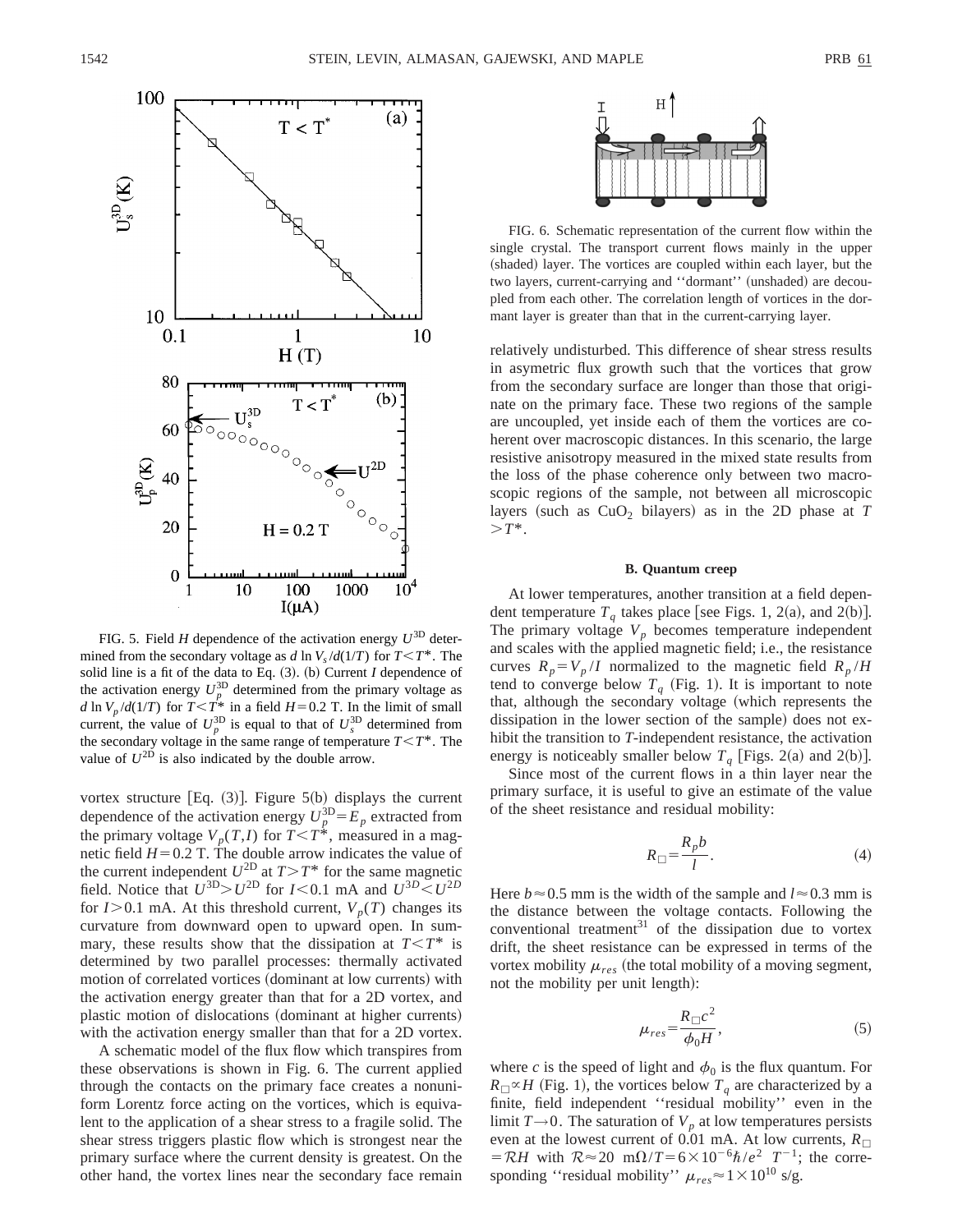FIG. 5. Field $H$ dependence of the activation energy $U^{3D}$ determined from the secondary voltage as $d \ln V_s/d(1/T)$ for $T<T^*$. The solid line is a fit of the data to Eq. (3). (b) Current $I$ dependence of the activation energy $U_p^{3D}$ determined from the primary voltage as $d \ln V_p/d(1/T)$ for $T<T^*$ in a field $H=0.2$ T. In the limit of small current, the value of $U_p^{3D}$ is equal to that of $U_s^{3D}$ determined from the secondary voltage in the same range of temperature $T<T^*$. The value of $U^{2D}$ is also indicated by the double arrow.

vortex structure [Eq. (3)]. Figure 5(b) displays the current dependence of the activation energy $U_p^{3D}=E_p$ extracted from the primary voltage $V_p(T,I)$ for $T<T^*$, measured in a magnetic field $H=0.2$ T. The double arrow indicates the value of the current independent $U^{2D}$ at $T>T^*$ for the same magnetic field. Notice that $U^{3D}>U^{2D}$ for $I<0.1$ mA and $U^{3D}<U^{2D}$ for $I>0.1$ mA. At this threshold current, $V_p(T)$ changes its curvature from downward open to upward open. In summary, these results show that the dissipation at $T<T^*$ is determined by two parallel processes: thermally activated motion of correlated vortices (dominant at low currents) with the activation energy greater than that for a 2D vortex, and plastic motion of dislocations (dominant at higher currents) with the activation energy smaller than that for a 2D vortex.

A schematic model of the flux flow which transpires from these observations is shown in Fig. 6. The current applied through the contacts on the primary face creates a nonuniform Lorentz force acting on the vortices, which is equivalent to the application of a shear stress to a fragile solid. The shear stress triggers plastic flow which is strongest near the primary surface where the current density is greatest. On the other hand, the vortex lines near the secondary face remain relatively undisturbed. This difference of shear stress results in asymetric flux growth such that the vortices that grow from the secondary surface are longer than those that originate on the primary face. These two regions of the sample are uncoupled, yet inside each of them the vortices are coherent over macroscopic distances. In this scenario, the large resistive anisotropy measured in the mixed state results from the loss of the phase coherence only between two macroscopic regions of the sample, not between all microscopic layers (such as $CuO_2$ bilayers) as in the 2D phase at $T>T^*$.

FIG. 6. Schematic representation of the current flow within the single crystal. The transport current flows mainly in the upper (shaded) layer. The vortices are coupled within each layer, but the two layers, current-carrying and ''dormant'' (unshaded) are decoupled from each other. The correlation length of vortices in the dormant layer is greater than that in the current-carrying layer.

#### B. Quantum creep

At lower temperatures, another transition at a field dependent temperature $T_q$ takes place [see Figs. 1, 2(a), and 2(b)]. The primary voltage $V_p$ becomes temperature independent and scales with the applied magnetic field; i.e., the resistance curves $R_p=V_p/I$ normalized to the magnetic field $R_p/H$ tend to converge below $T_q$ (Fig. 1). It is important to note that, although the secondary voltage (which represents the dissipation in the lower section of the sample) does not exhibit the transition to $T$-independent resistance, the activation energy is noticeably smaller below $T_q$ [Figs. 2(a) and 2(b)].

Since most of the current flows in a thin layer near the primary surface, it is useful to give an estimate of the value of the sheet resistance and residual mobility:

$$R_{\square}=\frac{R_p b}{l}. \tag{4}$$

Here $b\approx 0.5$ mm is the width of the sample and $l\approx 0.3$ mm is the distance between the voltage contacts. Following the conventional treatment[31] of the dissipation due to vortex drift, the sheet resistance can be expressed in terms of the vortex mobility $\mu_{res}$ (the total mobility of a moving segment, not the mobility per unit length):

$$\mu_{res}=\frac{R_{\square}c^2}{\phi_0 H}, \tag{5}$$

where $c$ is the speed of light and $\phi_0$ is the flux quantum. For $R_{\square}\propto H$ (Fig. 1), the vortices below $T_q$ are characterized by a finite, field independent ''residual mobility'' even in the limit $T\rightarrow 0$. The saturation of $V_p$ at low temperatures persists even at the lowest current of 0.01 mA. At low currents, $R_{\square}=\mathcal{R}H$ with $\mathcal{R}\approx 20\ \mathrm{m}\Omega/T=6\times 10^{-6}\hbar/e^2\ T^{-1}$; the corresponding ''residual mobility'' $\mu_{res}\approx 1\times 10^{10}$ s/g.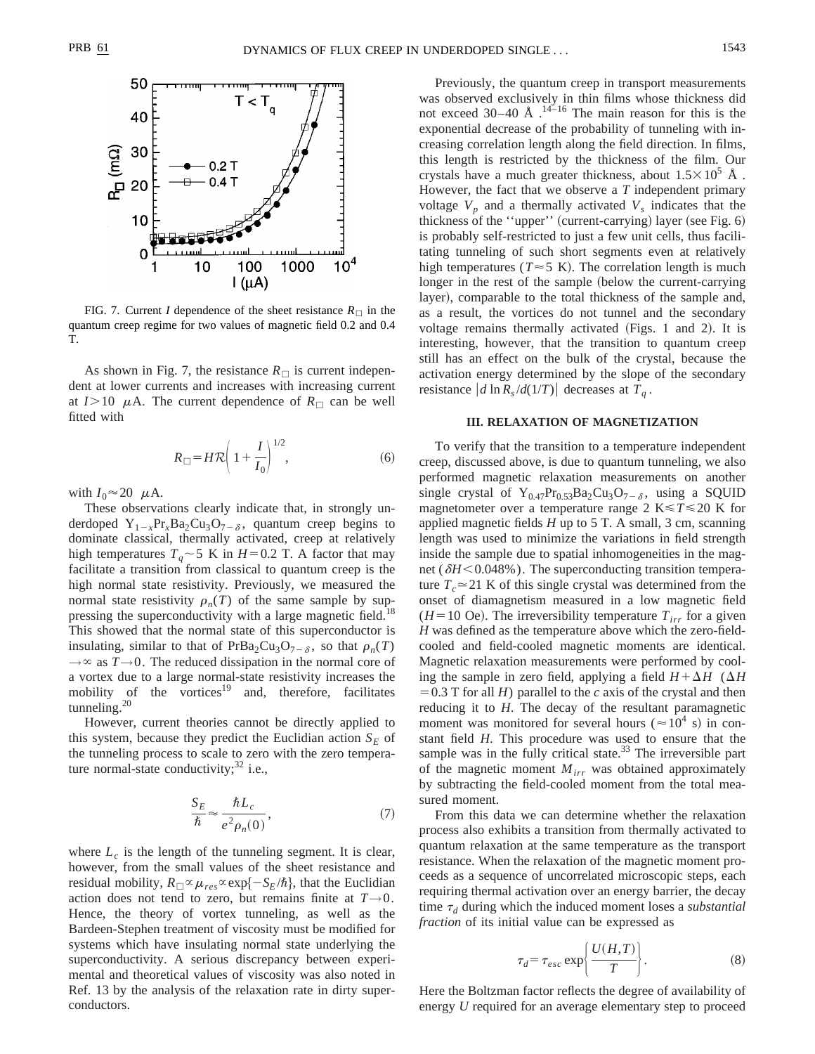FIG. 7. Current $I$ dependence of the sheet resistance $R_\square$ in the quantum creep regime for two values of magnetic field 0.2 and 0.4 T.

As shown in Fig. 7, the resistance $R_\square$ is current independent at lower currents and increases with increasing current at $I > 10$ $\mu$A. The current dependence of $R_\square$ can be well fitted with

$$R_\square = H\mathcal{R}\left(1 + \frac{I}{I_0}\right)^{1/2}, \tag{6}$$

with $I_0 \approx 20$ $\mu$A.

These observations clearly indicate that, in strongly underdoped $Y_{1-x}Pr_xBa_2Cu_3O_{7-\delta}$, quantum creep begins to dominate classical, thermally activated, creep at relatively high temperatures $T_q \sim 5$ K in $H = 0.2$ T. A factor that may facilitate a transition from classical to quantum creep is the high normal state resistivity. Previously, we measured the normal state resistivity $\rho_n(T)$ of the same sample by suppressing the superconductivity with a large magnetic field.[18] This showed that the normal state of this superconductor is insulating, similar to that of $PrBa_2Cu_3O_{7-\delta}$, so that $\rho_n(T) \to \infty$ as $T \to 0$. The reduced dissipation in the normal core of a vortex due to a large normal-state resistivity increases the mobility of the vortices[19] and, therefore, facilitates tunneling.[20]

However, current theories cannot be directly applied to this system, because they predict the Euclidian action $S_E$ of the tunneling process to scale to zero with the zero temperature normal-state conductivity;[32] i.e.,

$$\frac{S_E}{\hbar} \approx \frac{\hbar L_c}{e^2 \rho_n(0)}, \tag{7}$$

where $L_c$ is the length of the tunneling segment. It is clear, however, from the small values of the sheet resistance and residual mobility, $R_\square \propto \mu_{res} \propto \exp\{-S_E/\hbar\}$, that the Euclidian action does not tend to zero, but remains finite at $T \to 0$. Hence, the theory of vortex tunneling, as well as the Bardeen-Stephen treatment of viscosity must be modified for systems which have insulating normal state underlying the superconductivity. A serious discrepancy between experimental and theoretical values of viscosity was also noted in Ref. 13 by the analysis of the relaxation rate in dirty superconductors.

Previously, the quantum creep in transport measurements was observed exclusively in thin films whose thickness did not exceed 30–40 Å.[14–16] The main reason for this is the exponential decrease of the probability of tunneling with increasing correlation length along the field direction. In films, this length is restricted by the thickness of the film. Our crystals have a much greater thickness, about $1.5 \times 10^5$ Å. However, the fact that we observe a $T$ independent primary voltage $V_p$ and a thermally activated $V_s$ indicates that the thickness of the "upper" (current-carrying) layer (see Fig. 6) is probably self-restricted to just a few unit cells, thus facilitating tunneling of such short segments even at relatively high temperatures ($T \approx 5$ K). The correlation length is much longer in the rest of the sample (below the current-carrying layer), comparable to the total thickness of the sample and, as a result, the vortices do not tunnel and the secondary voltage remains thermally activated (Figs. 1 and 2). It is interesting, however, that the transition to quantum creep still has an effect on the bulk of the crystal, because the activation energy determined by the slope of the secondary resistance $|d \ln R_s / d(1/T)|$ decreases at $T_q$.

### III. RELAXATION OF MAGNETIZATION

To verify that the transition to a temperature independent creep, discussed above, is due to quantum tunneling, we also performed magnetic relaxation measurements on another single crystal of $Y_{0.47}Pr_{0.53}Ba_2Cu_3O_{7-\delta}$, using a SQUID magnetometer over a temperature range 2 K $\leqslant T \leqslant$ 20 K for applied magnetic fields $H$ up to 5 T. A small, 3 cm, scanning length was used to minimize the variations in field strength inside the sample due to spatial inhomogeneities in the magnet ($\delta H < 0.048\%$). The superconducting transition temperature $T_c \simeq 21$ K of this single crystal was determined from the onset of diamagnetism measured in a low magnetic field ($H = 10$ Oe). The irreversibility temperature $T_{irr}$ for a given $H$ was defined as the temperature above which the zero-field-cooled and field-cooled magnetic moments are identical. Magnetic relaxation measurements were performed by cooling the sample in zero field, applying a field $H + \Delta H$ ($\Delta H = 0.3$ T for all $H$) parallel to the $c$ axis of the crystal and then reducing it to $H$. The decay of the resultant paramagnetic moment was monitored for several hours ($\approx 10^4$ s) in constant field $H$. This procedure was used to ensure that the sample was in the fully critical state.[33] The irreversible part of the magnetic moment $M_{irr}$ was obtained approximately by subtracting the field-cooled moment from the total measured moment.

From this data we can determine whether the relaxation process also exhibits a transition from thermally activated to quantum relaxation at the same temperature as the transport resistance. When the relaxation of the magnetic moment proceeds as a sequence of uncorrelated microscopic steps, each requiring thermal activation over an energy barrier, the decay time $\tau_d$ during which the induced moment loses a *substantial fraction* of its initial value can be expressed as

$$\tau_d = \tau_{esc} \exp\left\{\frac{U(H,T)}{T}\right\}. \tag{8}$$

Here the Boltzman factor reflects the degree of availability of energy $U$ required for an average elementary step to proceed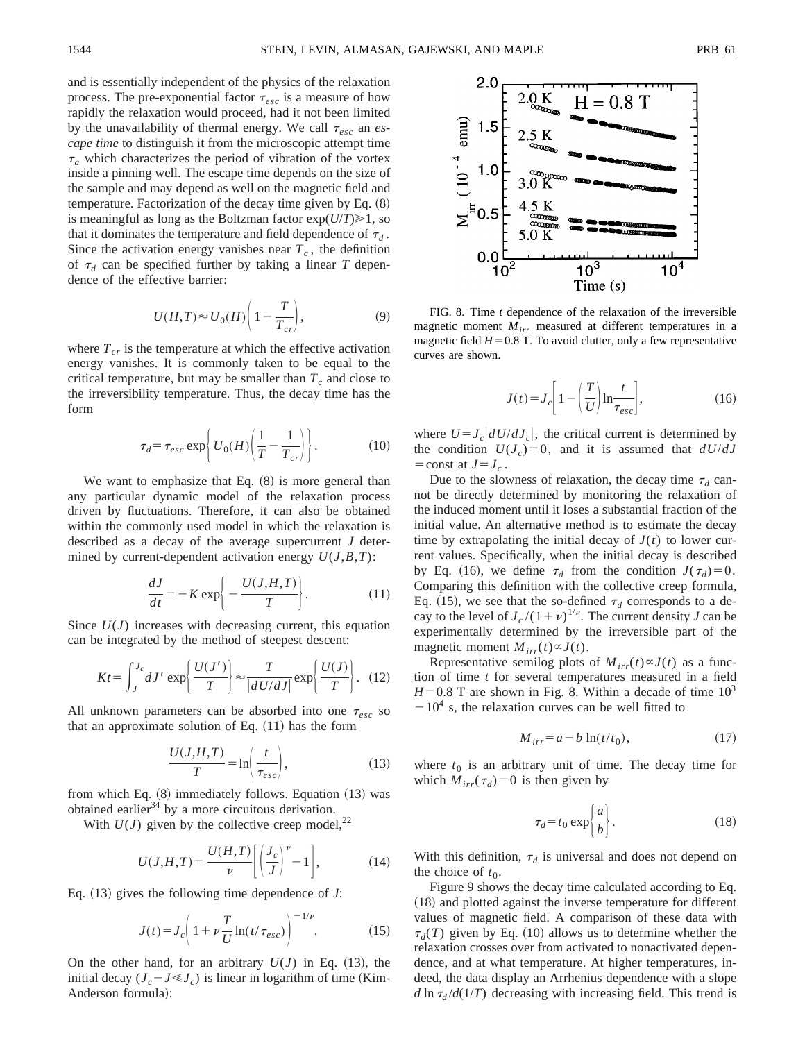and is essentially independent of the physics of the relaxation process. The pre-exponential factor $\tau_{esc}$ is a measure of how rapidly the relaxation would proceed, had it not been limited by the unavailability of thermal energy. We call $\tau_{esc}$ an *escape time* to distinguish it from the microscopic attempt time $\tau_a$ which characterizes the period of vibration of the vortex inside a pinning well. The escape time depends on the size of the sample and may depend as well on the magnetic field and temperature. Factorization of the decay time given by Eq. (8) is meaningful as long as the Boltzman factor $\exp(U/T) \gg 1$, so that it dominates the temperature and field dependence of $\tau_d$. Since the activation energy vanishes near $T_c$, the definition of $\tau_d$ can be specified further by taking a linear $T$ dependence of the effective barrier:

$$U(H,T) \approx U_0(H)\left(1-\frac{T}{T_{cr}}\right), \tag{9}$$

where $T_{cr}$ is the temperature at which the effective activation energy vanishes. It is commonly taken to be equal to the critical temperature, but may be smaller than $T_c$ and close to the irreversibility temperature. Thus, the decay time has the form

$$\tau_d = \tau_{esc} \exp\left\{U_0(H)\left(\frac{1}{T}-\frac{1}{T_{cr}}\right)\right\}. \tag{10}$$

We want to emphasize that Eq. (8) is more general than any particular dynamic model of the relaxation process driven by fluctuations. Therefore, it can also be obtained within the commonly used model in which the relaxation is described as a decay of the average supercurrent $J$ determined by current-dependent activation energy $U(J,B,T)$:

$$\frac{dJ}{dt} = -K \exp\left\{-\frac{U(J,H,T)}{T}\right\}. \tag{11}$$

Since $U(J)$ increases with decreasing current, this equation can be integrated by the method of steepest descent:

$$Kt = \int_J^{J_c} dJ' \exp\left\{\frac{U(J')}{T}\right\} \approx \frac{T}{|dU/dJ|} \exp\left\{\frac{U(J)}{T}\right\}. \tag{12}$$

All unknown parameters can be absorbed into one $\tau_{esc}$ so that an approximate solution of Eq. (11) has the form

$$\frac{U(J,H,T)}{T} = \ln\left(\frac{t}{\tau_{esc}}\right), \tag{13}$$

from which Eq. (8) immediately follows. Equation (13) was obtained earlier[34] by a more circuitous derivation.

With $U(J)$ given by the collective creep model,[22]

$$U(J,H,T) = \frac{U(H,T)}{\nu}\left[\left(\frac{J_c}{J}\right)^{\nu} - 1\right], \tag{14}$$

Eq. (13) gives the following time dependence of $J$:

$$J(t) = J_c\left(1+\nu\frac{T}{U}\ln(t/\tau_{esc})\right)^{-1/\nu}. \tag{15}$$

On the other hand, for an arbitrary $U(J)$ in Eq. (13), the initial decay ($J_c - J \ll J_c$) is linear in logarithm of time (Kim-Anderson formula):

$$J(t) = J_c\left[1-\left(\frac{T}{U}\right)\ln\frac{t}{\tau_{esc}}\right], \tag{16}$$

where $U = J_c|dU/dJ_c|$, the critical current is determined by the condition $U(J_c)=0$, and it is assumed that $dU/dJ$ = const at $J=J_c$.

Due to the slowness of relaxation, the decay time $\tau_d$ cannot be directly determined by monitoring the relaxation of the induced moment until it loses a substantial fraction of the initial value. An alternative method is to estimate the decay time by extrapolating the initial decay of $J(t)$ to lower current values. Specifically, when the initial decay is described by Eq. (16), we define $\tau_d$ from the condition $J(\tau_d)=0$. Comparing this definition with the collective creep formula, Eq. (15), we see that the so-defined $\tau_d$ corresponds to a decay to the level of $J_c/(1+\nu)^{1/\nu}$. The current density $J$ can be experimentally determined by the irreversible part of the magnetic moment $M_{irr}(t) \propto J(t)$.

Representative semilog plots of $M_{irr}(t) \propto J(t)$ as a function of time $t$ for several temperatures measured in a field $H=0.8$ T are shown in Fig. 8. Within a decade of time $10^3 - 10^4$ s, the relaxation curves can be well fitted to

$$M_{irr} = a - b\ln(t/t_0), \tag{17}$$

where $t_0$ is an arbitrary unit of time. The decay time for which $M_{irr}(\tau_d)=0$ is then given by

$$\tau_d = t_0 \exp\left\{\frac{a}{b}\right\}. \tag{18}$$

With this definition, $\tau_d$ is universal and does not depend on the choice of $t_0$.

FIG. 8. Time $t$ dependence of the relaxation of the irreversible magnetic moment $M_{irr}$ measured at different temperatures in a magnetic field $H=0.8$ T. To avoid clutter, only a few representative curves are shown.

Figure 9 shows the decay time calculated according to Eq. (18) and plotted against the inverse temperature for different values of magnetic field. A comparison of these data with $\tau_d(T)$ given by Eq. (10) allows us to determine whether the relaxation crosses over from activated to nonactivated dependence, and at what temperature. At higher temperatures, indeed, the data display an Arrhenius dependence with a slope $d\ln\tau_d/d(1/T)$ decreasing with increasing field. This trend is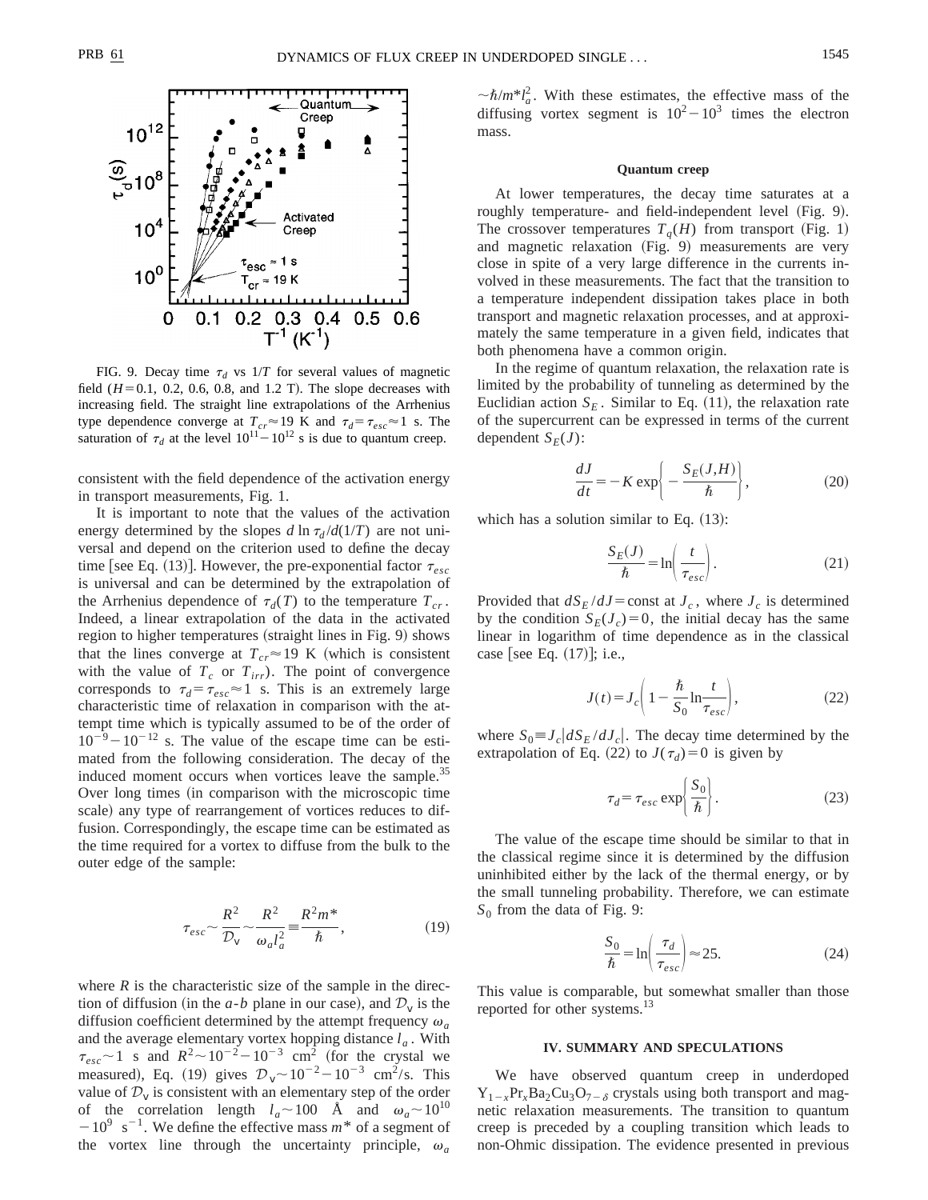FIG. 9. Decay time $\tau_d$ vs $1/T$ for several values of magnetic field ($H=0.1$, 0.2, 0.6, 0.8, and 1.2 T). The slope decreases with increasing field. The straight line extrapolations of the Arrhenius type dependence converge at $T_{cr}\approx 19$ K and $\tau_d=\tau_{esc}\approx 1$ s. The saturation of $\tau_d$ at the level $10^{11}-10^{12}$ s is due to quantum creep.

consistent with the field dependence of the activation energy in transport measurements, Fig. 1.

It is important to note that the values of the activation energy determined by the slopes $d\ln\tau_d/d(1/T)$ are not universal and depend on the criterion used to define the decay time [see Eq. (13)]. However, the pre-exponential factor $\tau_{esc}$ is universal and can be determined by the extrapolation of the Arrhenius dependence of $\tau_d(T)$ to the temperature $T_{cr}$. Indeed, a linear extrapolation of the data in the activated region to higher temperatures (straight lines in Fig. 9) shows that the lines converge at $T_{cr}\approx 19$ K (which is consistent with the value of $T_c$ or $T_{irr}$). The point of convergence corresponds to $\tau_d=\tau_{esc}\approx 1$ s. This is an extremely large characteristic time of relaxation in comparison with the attempt time which is typically assumed to be of the order of $10^{-9}-10^{-12}$ s. The value of the escape time can be estimated from the following consideration. The decay of the induced moment occurs when vortices leave the sample.[35] Over long times (in comparison with the microscopic time scale) any type of rearrangement of vortices reduces to diffusion. Correspondingly, the escape time can be estimated as the time required for a vortex to diffuse from the bulk to the outer edge of the sample:

$$\tau_{esc}\sim\frac{R^2}{\mathcal{D}_v}\sim\frac{R^2}{\omega_a l_a^2}\equiv\frac{R^2 m^*}{\hbar}, \tag{19}$$

where $R$ is the characteristic size of the sample in the direction of diffusion (in the $a$-$b$ plane in our case), and $\mathcal{D}_v$ is the diffusion coefficient determined by the attempt frequency $\omega_a$ and the average elementary vortex hopping distance $l_a$. With $\tau_{esc}\sim 1$ s and $R^2\sim 10^{-2}-10^{-3}$ cm$^2$ (for the crystal we measured), Eq. (19) gives $\mathcal{D}_v\sim 10^{-2}-10^{-3}$ cm$^2$/s. This value of $\mathcal{D}_v$ is consistent with an elementary step of the order of the correlation length $l_a\sim 100$ Å and $\omega_a\sim 10^{10}-10^{9}$ s$^{-1}$. We define the effective mass $m^*$ of a segment of the vortex line through the uncertainty principle, $\omega_a\sim\hbar/m^* l_a^2$. With these estimates, the effective mass of the diffusing vortex segment is $10^2-10^3$ times the electron mass.

### Quantum creep

At lower temperatures, the decay time saturates at a roughly temperature- and field-independent level (Fig. 9). The crossover temperatures $T_q(H)$ from transport (Fig. 1) and magnetic relaxation (Fig. 9) measurements are very close in spite of a very large difference in the currents involved in these measurements. The fact that the transition to a temperature independent dissipation takes place in both transport and magnetic relaxation processes, and at approximately the same temperature in a given field, indicates that both phenomena have a common origin.

In the regime of quantum relaxation, the relaxation rate is limited by the probability of tunneling as determined by the Euclidian action $S_E$. Similar to Eq. (11), the relaxation rate of the supercurrent can be expressed in terms of the current dependent $S_E(J)$:

$$\frac{dJ}{dt}=-K\exp\left\{-\frac{S_E(J,H)}{\hbar}\right\}, \tag{20}$$

which has a solution similar to Eq. (13):

$$\frac{S_E(J)}{\hbar}=\ln\left(\frac{t}{\tau_{esc}}\right). \tag{21}$$

Provided that $dS_E/dJ=\text{const}$ at $J_c$, where $J_c$ is determined by the condition $S_E(J_c)=0$, the initial decay has the same linear in logarithm of time dependence as in the classical case [see Eq. (17)]; i.e.,

$$J(t)=J_c\left(1-\frac{\hbar}{S_0}\ln\frac{t}{\tau_{esc}}\right), \tag{22}$$

where $S_0\equiv J_c|dS_E/dJ_c|$. The decay time determined by the extrapolation of Eq. (22) to $J(\tau_d)=0$ is given by

$$\tau_d=\tau_{esc}\exp\left\{\frac{S_0}{\hbar}\right\}. \tag{23}$$

The value of the escape time should be similar to that in the classical regime since it is determined by the diffusion uninhibited either by the lack of the thermal energy, or by the small tunneling probability. Therefore, we can estimate $S_0$ from the data of Fig. 9:

$$\frac{S_0}{\hbar}=\ln\left(\frac{\tau_d}{\tau_{esc}}\right)\approx 25. \tag{24}$$

This value is comparable, but somewhat smaller than those reported for other systems.[13]

## IV. SUMMARY AND SPECULATIONS

We have observed quantum creep in underdoped $Y_{1-x}Pr_xBa_2Cu_3O_{7-\delta}$ crystals using both transport and magnetic relaxation measurements. The transition to quantum creep is preceded by a coupling transition which leads to non-Ohmic dissipation. The evidence presented in previous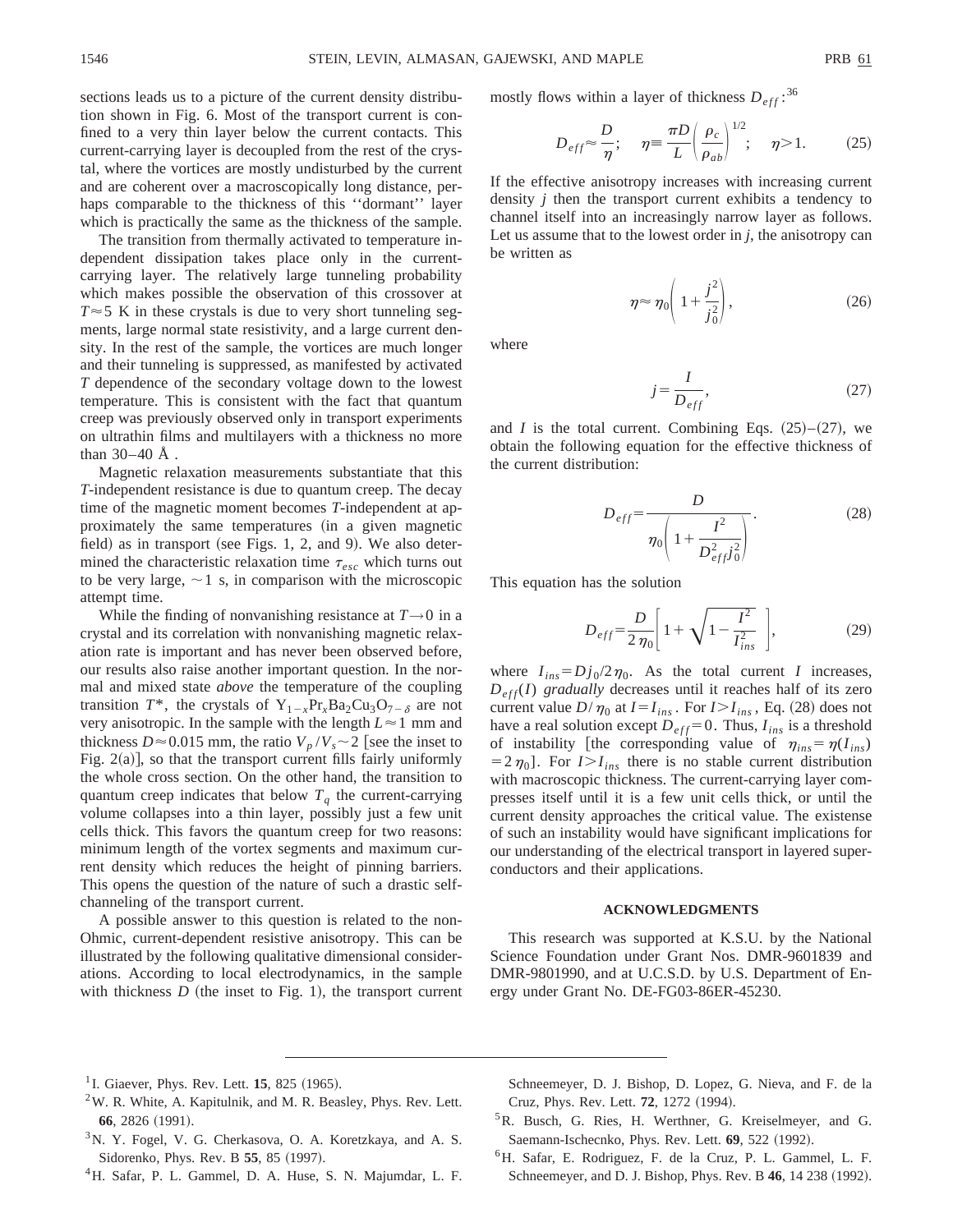sections leads us to a picture of the current density distribution shown in Fig. 6. Most of the transport current is confined to a very thin layer below the current contacts. This current-carrying layer is decoupled from the rest of the crystal, where the vortices are mostly undisturbed by the current and are coherent over a macroscopically long distance, perhaps comparable to the thickness of this ''dormant'' layer which is practically the same as the thickness of the sample.

The transition from thermally activated to temperature independent dissipation takes place only in the current-carrying layer. The relatively large tunneling probability which makes possible the observation of this crossover at $T \approx 5$ K in these crystals is due to very short tunneling segments, large normal state resistivity, and a large current density. In the rest of the sample, the vortices are much longer and their tunneling is suppressed, as manifested by activated $T$ dependence of the secondary voltage down to the lowest temperature. This is consistent with the fact that quantum creep was previously observed only in transport experiments on ultrathin films and multilayers with a thickness no more than 30–40 Å .

Magnetic relaxation measurements substantiate that this $T$-independent resistance is due to quantum creep. The decay time of the magnetic moment becomes $T$-independent at approximately the same temperatures (in a given magnetic field) as in transport (see Figs. 1, 2, and 9). We also determined the characteristic relaxation time $\tau_{esc}$ which turns out to be very large, $\sim 1$ s, in comparison with the microscopic attempt time.

While the finding of nonvanishing resistance at $T \to 0$ in a crystal and its correlation with nonvanishing magnetic relaxation rate is important and has never been observed before, our results also raise another important question. In the normal and mixed state *above* the temperature of the coupling transition $T^*$, the crystals of $Y_{1-x}Pr_xBa_2Cu_3O_{7-\delta}$ are not very anisotropic. In the sample with the length $L \approx 1$ mm and thickness $D \approx 0.015$ mm, the ratio $V_p/V_s \sim 2$ [see the inset to Fig. 2(a)], so that the transport current fills fairly uniformly the whole cross section. On the other hand, the transition to quantum creep indicates that below $T_q$ the current-carrying volume collapses into a thin layer, possibly just a few unit cells thick. This favors the quantum creep for two reasons: minimum length of the vortex segments and maximum current density which reduces the height of pinning barriers. This opens the question of the nature of such a drastic self-channeling of the transport current.

A possible answer to this question is related to the non-Ohmic, current-dependent resistive anisotropy. This can be illustrated by the following qualitative dimensional considerations. According to local electrodynamics, in the sample with thickness $D$ (the inset to Fig. 1), the transport current mostly flows within a layer of thickness $D_{eff}$:[36]

$$D_{eff} \approx \frac{D}{\eta}; \quad \eta \equiv \frac{\pi D}{L}\left(\frac{\rho_c}{\rho_{ab}}\right)^{1/2}; \quad \eta > 1. \tag{25}$$

If the effective anisotropy increases with increasing current density $j$ then the transport current exhibits a tendency to channel itself into an increasingly narrow layer as follows. Let us assume that to the lowest order in $j$, the anisotropy can be written as

$$\eta \approx \eta_0\left(1 + \frac{j^2}{j_0^2}\right), \tag{26}$$

where

$$j = \frac{I}{D_{eff}}, \tag{27}$$

and $I$ is the total current. Combining Eqs. (25)–(27), we obtain the following equation for the effective thickness of the current distribution:

$$D_{eff} = \frac{D}{\eta_0\left(1 + \frac{I^2}{D_{eff}^2 j_0^2}\right)}. \tag{28}$$

This equation has the solution

$$D_{eff} = \frac{D}{2\eta_0}\left[1 + \sqrt{1 - \frac{I^2}{I_{ins}^2}}\right], \tag{29}$$

where $I_{ins} = Dj_0/2\eta_0$. As the total current $I$ increases, $D_{eff}(I)$ *gradually* decreases until it reaches half of its zero current value $D/\eta_0$ at $I = I_{ins}$. For $I > I_{ins}$, Eq. (28) does not have a real solution except $D_{eff} = 0$. Thus, $I_{ins}$ is a threshold of instability [the corresponding value of $\eta_{ins} = \eta(I_{ins}) = 2\eta_0$]. For $I > I_{ins}$ there is no stable current distribution with macroscopic thickness. The current-carrying layer compresses itself until it is a few unit cells thick, or until the current density approaches the critical value. The existense of such an instability would have significant implications for our understanding of the electrical transport in layered superconductors and their applications.

## ACKNOWLEDGMENTS

This research was supported at K.S.U. by the National Science Foundation under Grant Nos. DMR-9601839 and DMR-9801990, and at U.C.S.D. by U.S. Department of Energy under Grant No. DE-FG03-86ER-45230.

---

[1] I. Giaever, Phys. Rev. Lett. **15**, 825 (1965).

[2] W. R. White, A. Kapitulnik, and M. R. Beasley, Phys. Rev. Lett. **66**, 2826 (1991).

[3] N. Y. Fogel, V. G. Cherkasova, O. A. Koretzkaya, and A. S. Sidorenko, Phys. Rev. B **55**, 85 (1997).

[4] H. Safar, P. L. Gammel, D. A. Huse, S. N. Majumdar, L. F. Schneemeyer, D. J. Bishop, D. Lopez, G. Nieva, and F. de la Cruz, Phys. Rev. Lett. **72**, 1272 (1994).

[5] R. Busch, G. Ries, H. Werthner, G. Kreiselmeyer, and G. Saemann-Ischecnko, Phys. Rev. Lett. **69**, 522 (1992).

[6] H. Safar, E. Rodriguez, F. de la Cruz, P. L. Gammel, L. F. Schneemeyer, and D. J. Bishop, Phys. Rev. B **46**, 14 238 (1992).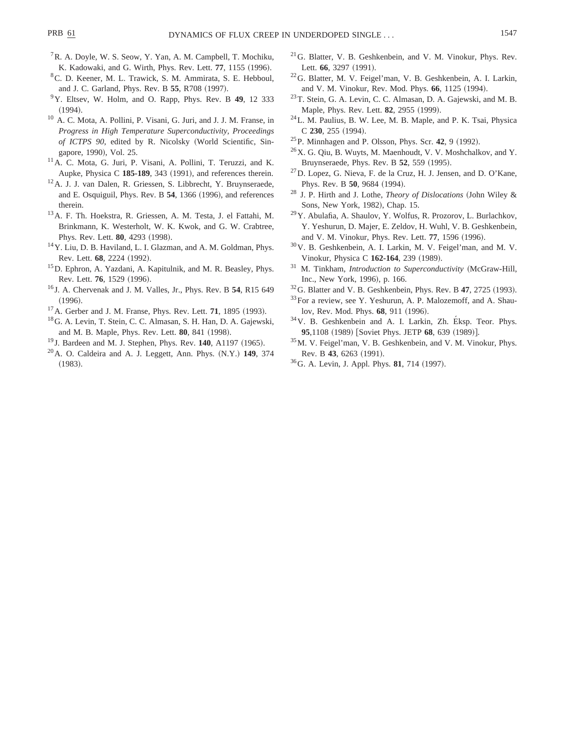[7] R. A. Doyle, W. S. Seow, Y. Yan, A. M. Campbell, T. Mochiku, K. Kadowaki, and G. Wirth, Phys. Rev. Lett. **77**, 1155 (1996).

[8] C. D. Keener, M. L. Trawick, S. M. Ammirata, S. E. Hebboul, and J. C. Garland, Phys. Rev. B **55**, R708 (1997).

[9] Y. Eltsev, W. Holm, and O. Rapp, Phys. Rev. B **49**, 12 333 (1994).

[10] A. C. Mota, A. Pollini, P. Visani, G. Juri, and J. J. M. Franse, in *Progress in High Temperature Superconductivity, Proceedings of ICTPS 90*, edited by R. Nicolsky (World Scientific, Singapore, 1990), Vol. 25.

[11] A. C. Mota, G. Juri, P. Visani, A. Pollini, T. Teruzzi, and K. Aupke, Physica C **185-189**, 343 (1991), and references therein.

[12] A. J. J. van Dalen, R. Griessen, S. Libbrecht, Y. Bruynseraede, and E. Osquiguil, Phys. Rev. B **54**, 1366 (1996), and references therein.

[13] A. F. Th. Hoekstra, R. Griessen, A. M. Testa, J. el Fattahi, M. Brinkmann, K. Westerholt, W. K. Kwok, and G. W. Crabtree, Phys. Rev. Lett. **80**, 4293 (1998).

[14] Y. Liu, D. B. Haviland, L. I. Glazman, and A. M. Goldman, Phys. Rev. Lett. **68**, 2224 (1992).

[15] D. Ephron, A. Yazdani, A. Kapitulnik, and M. R. Beasley, Phys. Rev. Lett. **76**, 1529 (1996).

[16] J. A. Chervenak and J. M. Valles, Jr., Phys. Rev. B **54**, R15 649 (1996).

[17] A. Gerber and J. M. Franse, Phys. Rev. Lett. **71**, 1895 (1993).

[18] G. A. Levin, T. Stein, C. C. Almasan, S. H. Han, D. A. Gajewski, and M. B. Maple, Phys. Rev. Lett. **80**, 841 (1998).

[19] J. Bardeen and M. J. Stephen, Phys. Rev. **140**, A1197 (1965).

[20] A. O. Caldeira and A. J. Leggett, Ann. Phys. (N.Y.) **149**, 374 (1983).

[21] G. Blatter, V. B. Geshkenbein, and V. M. Vinokur, Phys. Rev. Lett. **66**, 3297 (1991).

[22] G. Blatter, M. V. Feigel'man, V. B. Geshkenbein, A. I. Larkin, and V. M. Vinokur, Rev. Mod. Phys. **66**, 1125 (1994).

[23] T. Stein, G. A. Levin, C. C. Almasan, D. A. Gajewski, and M. B. Maple, Phys. Rev. Lett. **82**, 2955 (1999).

[24] L. M. Paulius, B. W. Lee, M. B. Maple, and P. K. Tsai, Physica C **230**, 255 (1994).

[25] P. Minnhagen and P. Olsson, Phys. Scr. **42**, 9 (1992).

[26] X. G. Qiu, B. Wuyts, M. Maenhoudt, V. V. Moshchalkov, and Y. Bruynseraede, Phys. Rev. B **52**, 559 (1995).

[27] D. Lopez, G. Nieva, F. de la Cruz, H. J. Jensen, and D. O'Kane, Phys. Rev. B **50**, 9684 (1994).

[28] J. P. Hirth and J. Lothe, *Theory of Dislocations* (John Wiley & Sons, New York, 1982), Chap. 15.

[29] Y. Abulafia, A. Shaulov, Y. Wolfus, R. Prozorov, L. Burlachkov, Y. Yeshurun, D. Majer, E. Zeldov, H. Wuhl, V. B. Geshkenbein, and V. M. Vinokur, Phys. Rev. Lett. **77**, 1596 (1996).

[30] V. B. Geshkenbein, A. I. Larkin, M. V. Feigel'man, and M. V. Vinokur, Physica C **162-164**, 239 (1989).

[31] M. Tinkham, *Introduction to Superconductivity* (McGraw-Hill, Inc., New York, 1996), p. 166.

[32] G. Blatter and V. B. Geshkenbein, Phys. Rev. B **47**, 2725 (1993).

[33] For a review, see Y. Yeshurun, A. P. Malozemoff, and A. Shaulov, Rev. Mod. Phys. **68**, 911 (1996).

[34] V. B. Geshkenbein and A. I. Larkin, Zh. Éksp. Teor. Phys. **95**,1108 (1989) [Soviet Phys. JETP **68**, 639 (1989)].

[35] M. V. Feigel'man, V. B. Geshkenbein, and V. M. Vinokur, Phys. Rev. B **43**, 6263 (1991).

[36] G. A. Levin, J. Appl. Phys. **81**, 714 (1997).